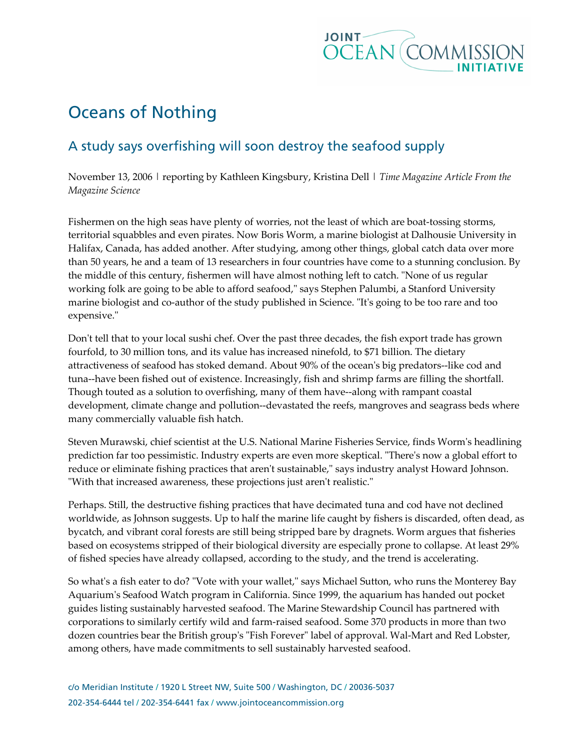# Oceans of Nothing

## A study says overfishing will soon destroy the seafood supply

November 13, 2006 | reporting by Kathleen Kingsbury, Kristina Dell | *Time Magazine Article From the Magazine Science*

Fishermen on the high seas have plenty of worries, not the least of which are boat-tossing storms, territorial squabbles and even pirates. Now Boris Worm, a marine biologist at Dalhousie University in Halifax, Canada, has added another. After studying, among other things, global catch data over more than 50 years, he and a team of 13 researchers in four countries have come to a stunning conclusion. By the middle of this century, fishermen will have almost nothing left to catch. "None of us regular working folk are going to be able to afford seafood," says Stephen Palumbi, a Stanford University marine biologist and co-author of the study published in Science. "It's going to be too rare and too expensive."

Don't tell that to your local sushi chef. Over the past three decades, the fish export trade has grown fourfold, to 30 million tons, and its value has increased ninefold, to $71 billion. The dietary attractiveness of seafood has stoked demand. About 90% of the ocean's big predators--like cod and tuna--have been fished out of existence. Increasingly, fish and shrimp farms are filling the shortfall. Though touted as a solution to overfishing, many of them have--along with rampant coastal development, climate change and pollution--devastated the reefs, mangroves and seagrass beds where many commercially valuable fish hatch.

Steven Murawski, chief scientist at the U.S. National Marine Fisheries Service, finds Worm's headlining prediction far too pessimistic. Industry experts are even more skeptical. "There's now a global effort to reduce or eliminate fishing practices that aren't sustainable," says industry analyst Howard Johnson. "With that increased awareness, these projections just aren't realistic."

Perhaps. Still, the destructive fishing practices that have decimated tuna and cod have not declined worldwide, as Johnson suggests. Up to half the marine life caught by fishers is discarded, often dead, as bycatch, and vibrant coral forests are still being stripped bare by dragnets. Worm argues that fisheries based on ecosystems stripped of their biological diversity are especially prone to collapse. At least 29% of fished species have already collapsed, according to the study, and the trend is accelerating.

So what's a fish eater to do? "Vote with your wallet," says Michael Sutton, who runs the Monterey Bay Aquarium's Seafood Watch program in California. Since 1999, the aquarium has handed out pocket guides listing sustainably harvested seafood. The Marine Stewardship Council has partnered with corporations to similarly certify wild and farm-raised seafood. Some 370 products in more than two dozen countries bear the British group's "Fish Forever" label of approval. Wal-Mart and Red Lobster, among others, have made commitments to sell sustainably harvested seafood.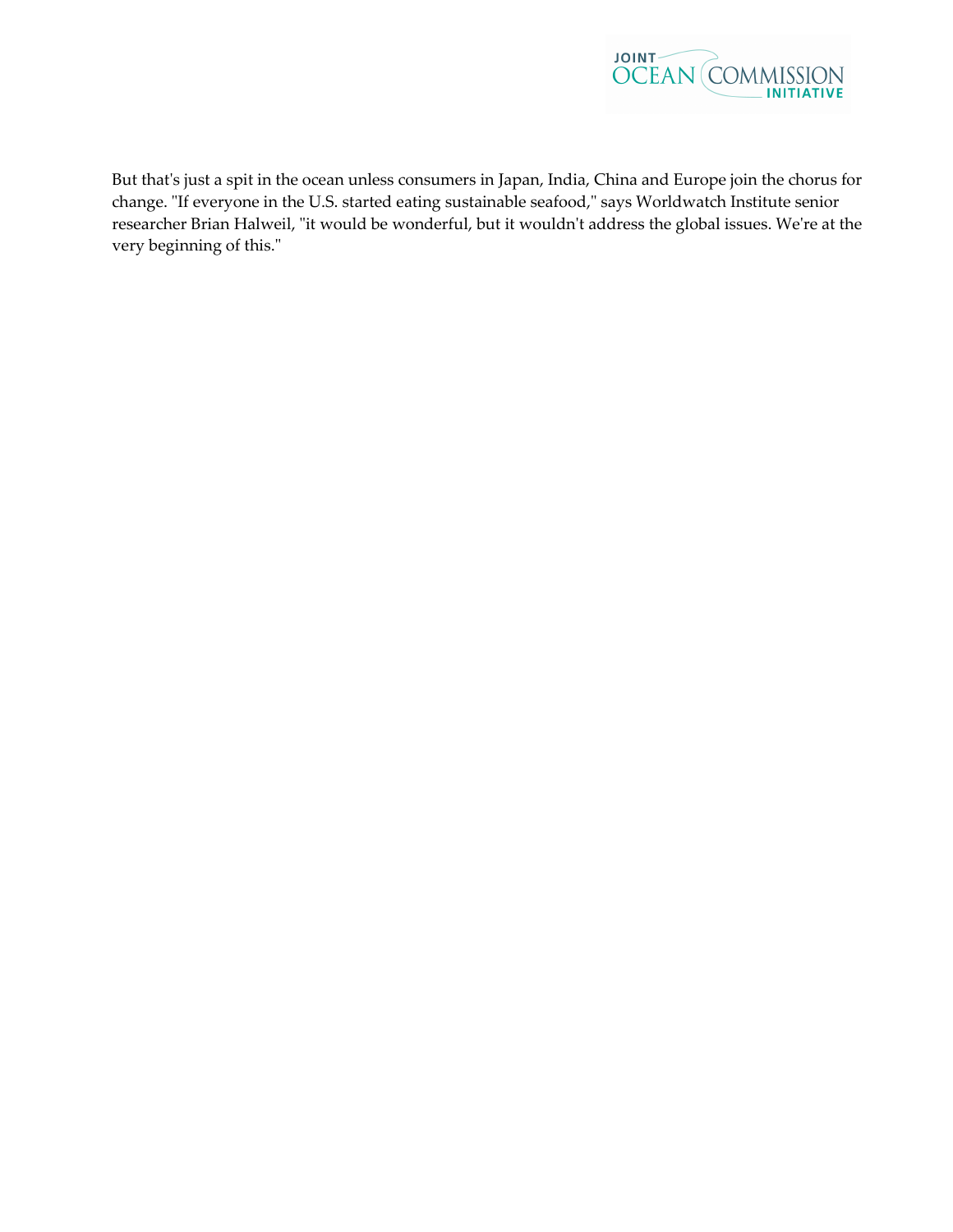But that's just a spit in the ocean unless consumers in Japan, India, China and Europe join the chorus for change. "If everyone in the U.S. started eating sustainable seafood," says Worldwatch Institute senior researcher Brian Halweil, "it would be wonderful, but it wouldn't address the global issues. We're at the very beginning of this."